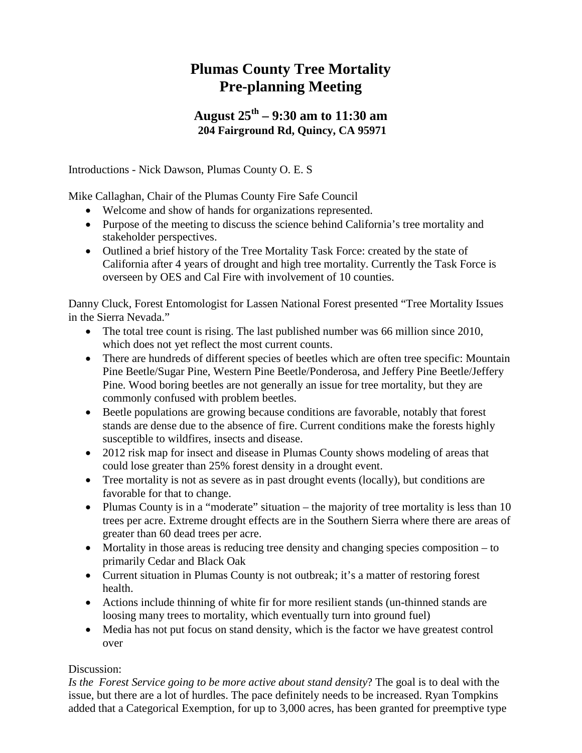# Plumas County Tree Mortality Pre-planning Meeting

## August 25th – 9:30 am to 11:30 am

**204 Fairground Rd, Quincy, CA 95971**

Introductions - Nick Dawson, Plumas County O. E. S

Mike Callaghan, Chair of the Plumas County Fire Safe Council

- Welcome and show of hands for organizations represented.
- Purpose of the meeting to discuss the science behind California's tree mortality and stakeholder perspectives.
- Outlined a brief history of the Tree Mortality Task Force: created by the state of California after 4 years of drought and high tree mortality. Currently the Task Force is overseen by OES and Cal Fire with involvement of 10 counties.

Danny Cluck, Forest Entomologist for Lassen National Forest presented "Tree Mortality Issues in the Sierra Nevada."

- The total tree count is rising. The last published number was 66 million since 2010, which does not yet reflect the most current counts.
- There are hundreds of different species of beetles which are often tree specific: Mountain Pine Beetle/Sugar Pine, Western Pine Beetle/Ponderosa, and Jeffery Pine Beetle/Jeffery Pine. Wood boring beetles are not generally an issue for tree mortality, but they are commonly confused with problem beetles.
- Beetle populations are growing because conditions are favorable, notably that forest stands are dense due to the absence of fire. Current conditions make the forests highly susceptible to wildfires, insects and disease.
- 2012 risk map for insect and disease in Plumas County shows modeling of areas that could lose greater than 25% forest density in a drought event.
- Tree mortality is not as severe as in past drought events (locally), but conditions are favorable for that to change.
- Plumas County is in a "moderate" situation – the majority of tree mortality is less than 10 trees per acre. Extreme drought effects are in the Southern Sierra where there are areas of greater than 60 dead trees per acre.
- Mortality in those areas is reducing tree density and changing species composition – to primarily Cedar and Black Oak
- Current situation in Plumas County is not outbreak; it's a matter of restoring forest health.
- Actions include thinning of white fir for more resilient stands (un-thinned stands are loosing many trees to mortality, which eventually turn into ground fuel)
- Media has not put focus on stand density, which is the factor we have greatest control over

Discussion:

*Is the Forest Service going to be more active about stand density*? The goal is to deal with the issue, but there are a lot of hurdles. The pace definitely needs to be increased. Ryan Tompkins added that a Categorical Exemption, for up to 3,000 acres, has been granted for preemptive type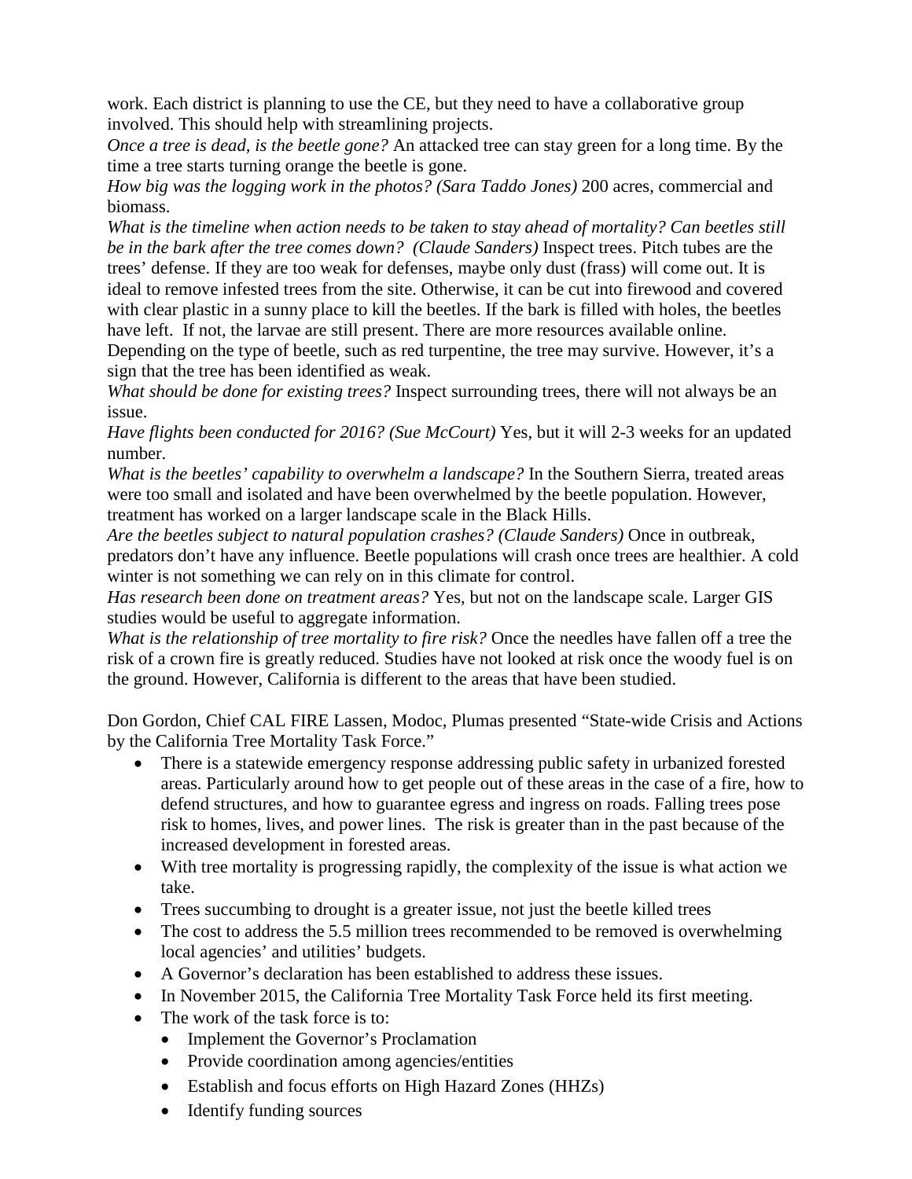work. Each district is planning to use the CE, but they need to have a collaborative group involved. This should help with streamlining projects.

*Once a tree is dead, is the beetle gone?* An attacked tree can stay green for a long time. By the time a tree starts turning orange the beetle is gone.

*How big was the logging work in the photos? (Sara Taddo Jones)* 200 acres, commercial and biomass.

*What is the timeline when action needs to be taken to stay ahead of mortality? Can beetles still be in the bark after the tree comes down? (Claude Sanders)* Inspect trees. Pitch tubes are the trees' defense. If they are too weak for defenses, maybe only dust (frass) will come out. It is ideal to remove infested trees from the site. Otherwise, it can be cut into firewood and covered with clear plastic in a sunny place to kill the beetles. If the bark is filled with holes, the beetles have left. If not, the larvae are still present. There are more resources available online. Depending on the type of beetle, such as red turpentine, the tree may survive. However, it's a sign that the tree has been identified as weak.

*What should be done for existing trees?* Inspect surrounding trees, there will not always be an issue.

*Have flights been conducted for 2016? (Sue McCourt)* Yes, but it will 2-3 weeks for an updated number.

*What is the beetles' capability to overwhelm a landscape?* In the Southern Sierra, treated areas were too small and isolated and have been overwhelmed by the beetle population. However, treatment has worked on a larger landscape scale in the Black Hills.

*Are the beetles subject to natural population crashes? (Claude Sanders)* Once in outbreak, predators don't have any influence. Beetle populations will crash once trees are healthier. A cold winter is not something we can rely on in this climate for control.

*Has research been done on treatment areas?* Yes, but not on the landscape scale. Larger GIS studies would be useful to aggregate information.

*What is the relationship of tree mortality to fire risk?* Once the needles have fallen off a tree the risk of a crown fire is greatly reduced. Studies have not looked at risk once the woody fuel is on the ground. However, California is different to the areas that have been studied.

Don Gordon, Chief CAL FIRE Lassen, Modoc, Plumas presented "State-wide Crisis and Actions by the California Tree Mortality Task Force."

- There is a statewide emergency response addressing public safety in urbanized forested areas. Particularly around how to get people out of these areas in the case of a fire, how to defend structures, and how to guarantee egress and ingress on roads. Falling trees pose risk to homes, lives, and power lines. The risk is greater than in the past because of the increased development in forested areas.
- With tree mortality is progressing rapidly, the complexity of the issue is what action we take.
- Trees succumbing to drought is a greater issue, not just the beetle killed trees
- The cost to address the 5.5 million trees recommended to be removed is overwhelming local agencies' and utilities' budgets.
- A Governor's declaration has been established to address these issues.
- In November 2015, the California Tree Mortality Task Force held its first meeting.
- The work of the task force is to:
  - Implement the Governor's Proclamation
  - Provide coordination among agencies/entities
  - Establish and focus efforts on High Hazard Zones (HHZs)
  - Identify funding sources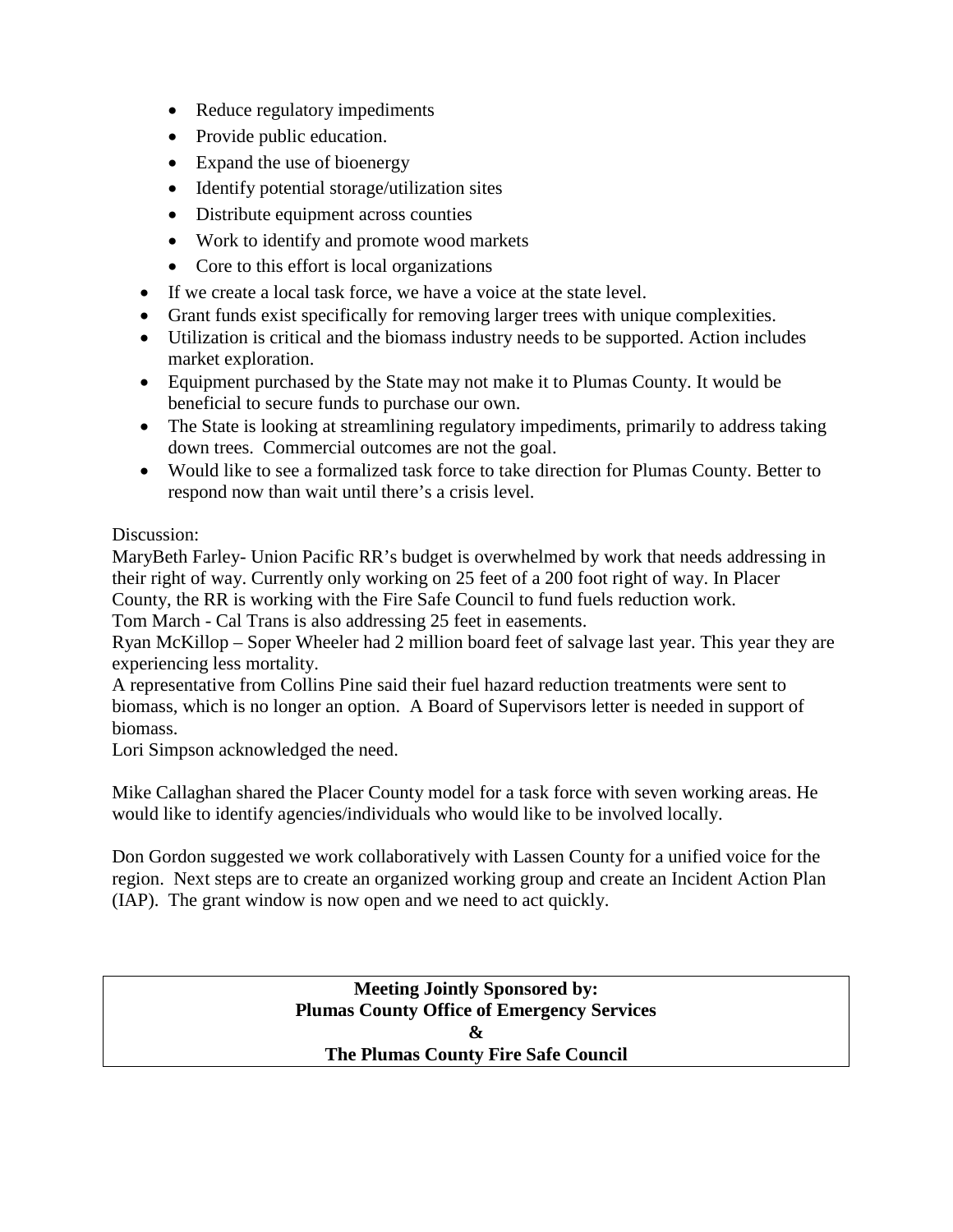- Reduce regulatory impediments
  - Provide public education.
  - Expand the use of bioenergy
  - Identify potential storage/utilization sites
  - Distribute equipment across counties
  - Work to identify and promote wood markets
  - Core to this effort is local organizations
- If we create a local task force, we have a voice at the state level.
- Grant funds exist specifically for removing larger trees with unique complexities.
- Utilization is critical and the biomass industry needs to be supported. Action includes market exploration.
- Equipment purchased by the State may not make it to Plumas County. It would be beneficial to secure funds to purchase our own.
- The State is looking at streamlining regulatory impediments, primarily to address taking down trees. Commercial outcomes are not the goal.
- Would like to see a formalized task force to take direction for Plumas County. Better to respond now than wait until there's a crisis level.

Discussion:
MaryBeth Farley- Union Pacific RR's budget is overwhelmed by work that needs addressing in their right of way. Currently only working on 25 feet of a 200 foot right of way. In Placer County, the RR is working with the Fire Safe Council to fund fuels reduction work.
Tom March - Cal Trans is also addressing 25 feet in easements.
Ryan McKillop – Soper Wheeler had 2 million board feet of salvage last year. This year they are experiencing less mortality.
A representative from Collins Pine said their fuel hazard reduction treatments were sent to biomass, which is no longer an option. A Board of Supervisors letter is needed in support of biomass.
Lori Simpson acknowledged the need.

Mike Callaghan shared the Placer County model for a task force with seven working areas. He would like to identify agencies/individuals who would like to be involved locally.

Don Gordon suggested we work collaboratively with Lassen County for a unified voice for the region. Next steps are to create an organized working group and create an Incident Action Plan (IAP). The grant window is now open and we need to act quickly.

**Meeting Jointly Sponsored by:**
**Plumas County Office of Emergency Services**
**&**
**The Plumas County Fire Safe Council**